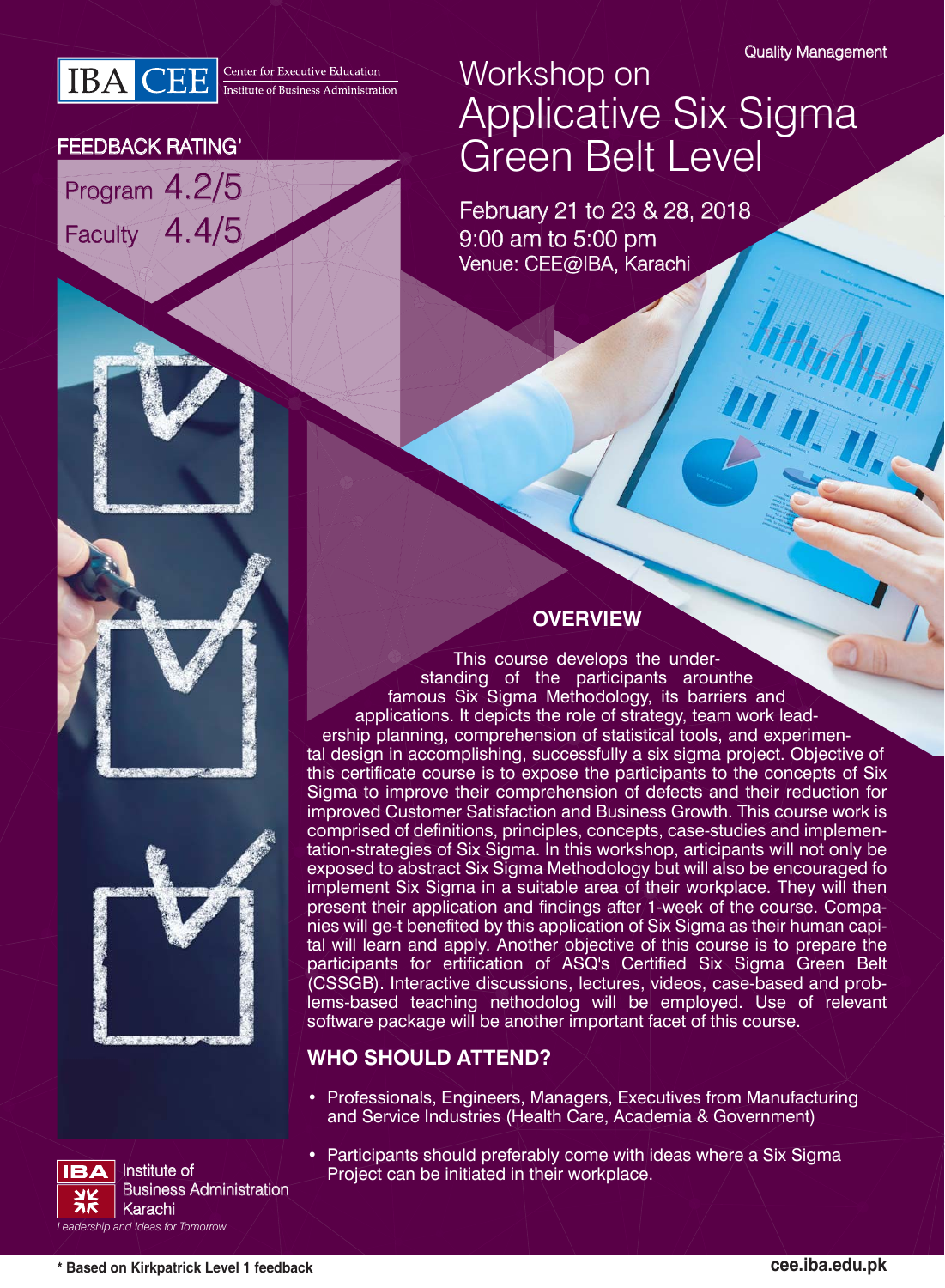IBA CEE Center for Executive Education Institute of Business Administration

Quality Management

# Workshop on Applicative Six Sigma Green Belt Level

February 21 to 23 & 28, 2018
9:00 am to 5:00 pm
Venue: CEE@IBA, Karachi

**FEEDBACK RATING***

Program 4.2/5

Faculty 4.4/5

## OVERVIEW

This course develops the understanding of the participants arounthe famous Six Sigma Methodology, its barriers and applications. It depicts the role of strategy, team work leadership planning, comprehension of statistical tools, and experimental design in accomplishing, successfully a six sigma project. Objective of this certificate course is to expose the participants to the concepts of Six Sigma to improve their comprehension of defects and their reduction for improved Customer Satisfaction and Business Growth. This course work is comprised of definitions, principles, concepts, case-studies and implementation-strategies of Six Sigma. In this workshop, articipants will not only be exposed to abstract Six Sigma Methodology but will also be encouraged fo implement Six Sigma in a suitable area of their workplace. They will then present their application and findings after 1-week of the course. Companies will ge-t benefited by this application of Six Sigma as their human capital will learn and apply. Another objective of this course is to prepare the participants for ertification of ASQ's Certified Six Sigma Green Belt (CSSGB). Interactive discussions, lectures, videos, case-based and problems-based teaching nethodolog will be employed. Use of relevant software package will be another important facet of this course.

## WHO SHOULD ATTEND?

- Professionals, Engineers, Managers, Executives from Manufacturing and Service Industries (Health Care, Academia & Government)
- Participants should preferably come with ideas where a Six Sigma Project can be initiated in their workplace.

IBA Institute of Business Administration Karachi
*Leadership and Ideas for Tomorrow*

**\* Based on Kirkpatrick Level 1 feedback**

**cee.iba.edu.pk**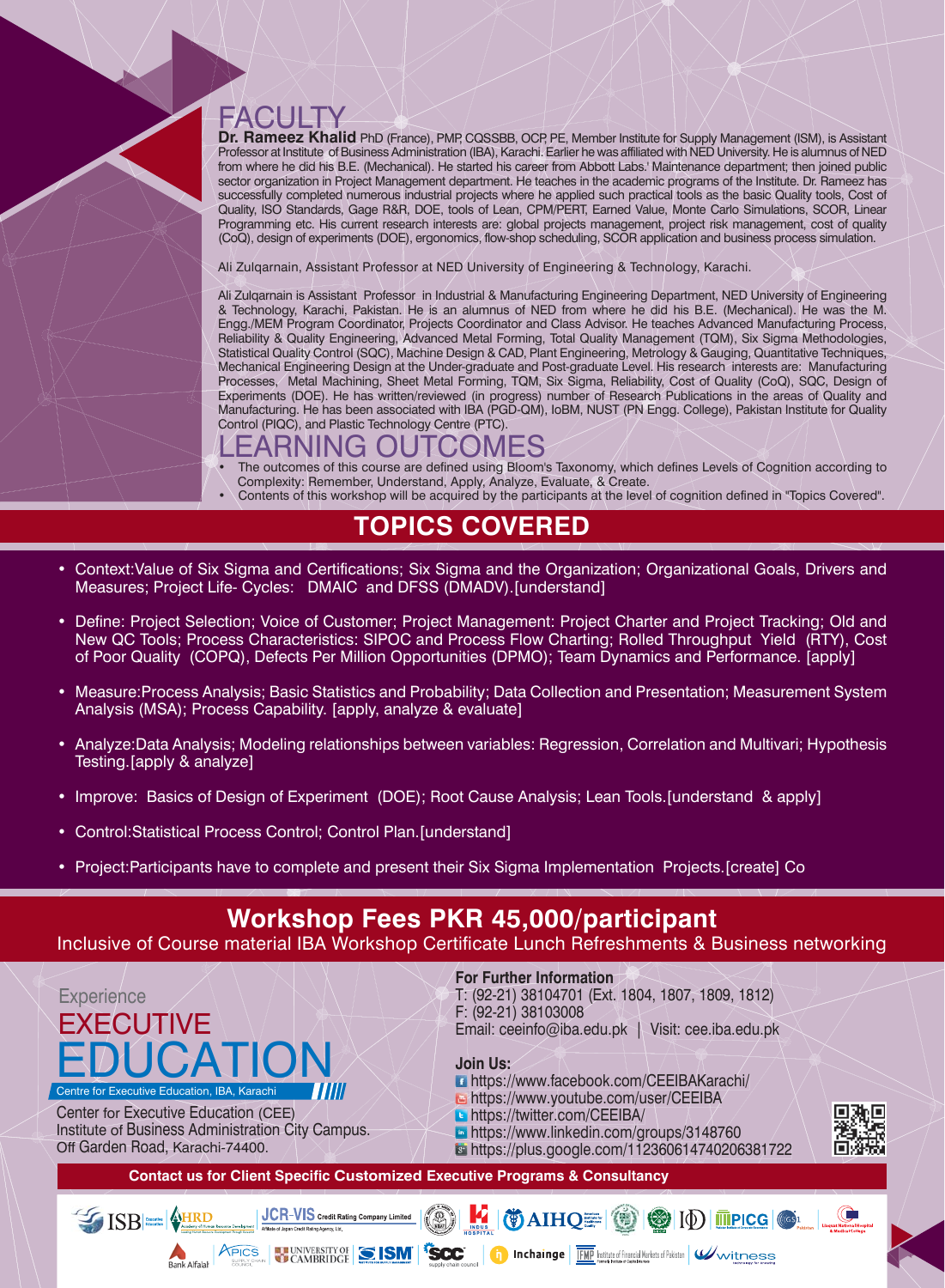## FACULTY

**Dr. Rameez Khalid** PhD (France), PMP, CQSSBB, OCP, PE, Member Institute for Supply Management (ISM), is Assistant Professor at Institute of Business Administration (IBA), Karachi. Earlier he was affiliated with NED University. He is alumnus of NED from where he did his B.E. (Mechanical). He started his career from Abbott Labs.' Maintenance department; then joined public sector organization in Project Management department. He teaches in the academic programs of the Institute. Dr. Rameez has successfully completed numerous industrial projects where he applied such practical tools as the basic Quality tools, Cost of Quality, ISO Standards, Gage R&R, DOE, tools of Lean, CPM/PERT, Earned Value, Monte Carlo Simulations, SCOR, Linear Programming etc. His current research interests are: global projects management, project risk management, cost of quality (CoQ), design of experiments (DOE), ergonomics, flow-shop scheduling, SCOR application and business process simulation.

Ali Zulqarnain, Assistant Professor at NED University of Engineering & Technology, Karachi.

Ali Zulqarnain is Assistant Professor in Industrial & Manufacturing Engineering Department, NED University of Engineering & Technology, Karachi, Pakistan. He is an alumnus of NED from where he did his B.E. (Mechanical). He was the M. Engg./MEM Program Coordinator, Projects Coordinator and Class Advisor. He teaches Advanced Manufacturing Process, Reliability & Quality Engineering, Advanced Metal Forming, Total Quality Management (TQM), Six Sigma Methodologies, Statistical Quality Control (SQC), Machine Design & CAD, Plant Engineering, Metrology & Gauging, Quantitative Techniques, Mechanical Engineering Design at the Under-graduate and Post-graduate Level. His research interests are: Manufacturing Processes, Metal Machining, Sheet Metal Forming, TQM, Six Sigma, Reliability, Cost of Quality (CoQ), SQC, Design of Experiments (DOE). He has written/reviewed (in progress) number of Research Publications in the areas of Quality and Manufacturing. He has been associated with IBA (PGD-QM), IoBM, NUST (PN Engg. College), Pakistan Institute for Quality Control (PIQC), and Plastic Technology Centre (PTC).

## LEARNING OUTCOMES

- The outcomes of this course are defined using Bloom's Taxonomy, which defines Levels of Cognition according to Complexity: Remember, Understand, Apply, Analyze, Evaluate, & Create.
- Contents of this workshop will be acquired by the participants at the level of cognition defined in "Topics Covered".

## TOPICS COVERED

- Context:Value of Six Sigma and Certifications; Six Sigma and the Organization; Organizational Goals, Drivers and Measures; Project Life- Cycles: DMAIC and DFSS (DMADV).[understand]
- Define: Project Selection; Voice of Customer; Project Management: Project Charter and Project Tracking; Old and New QC Tools; Process Characteristics: SIPOC and Process Flow Charting; Rolled Throughput Yield (RTY), Cost of Poor Quality (COPQ), Defects Per Million Opportunities (DPMO); Team Dynamics and Performance. [apply]
- Measure:Process Analysis; Basic Statistics and Probability; Data Collection and Presentation; Measurement System Analysis (MSA); Process Capability. [apply, analyze & evaluate]
- Analyze:Data Analysis; Modeling relationships between variables: Regression, Correlation and Multivari; Hypothesis Testing.[apply & analyze]
- Improve: Basics of Design of Experiment (DOE); Root Cause Analysis; Lean Tools.[understand & apply]
- Control:Statistical Process Control; Control Plan.[understand]
- Project:Participants have to complete and present their Six Sigma Implementation Projects.[create] Co

## Workshop Fees PKR 45,000/participant

Inclusive of Course material IBA Workshop Certificate Lunch Refreshments & Business networking

Experience
EXECUTIVE
EDUCATION
Centre for Executive Education, IBA, Karachi

Center for Executive Education (CEE)
Institute of Business Administration City Campus.
Off Garden Road, Karachi-74400.

**For Further Information**
T: (92-21) 38104701 (Ext. 1804, 1807, 1809, 1812)
F: (92-21) 38103008
Email: ceeinfo@iba.edu.pk | Visit: cee.iba.edu.pk

**Join Us:**
- https://www.facebook.com/CEEIBAKarachi/
- https://www.youtube.com/user/CEEIBA
- https://twitter.com/CEEIBA/
- https://www.linkedin.com/groups/3148760
- https://plus.google.com/112360614740206381722

**Contact us for Client Specific Customized Executive Programs & Consultancy**